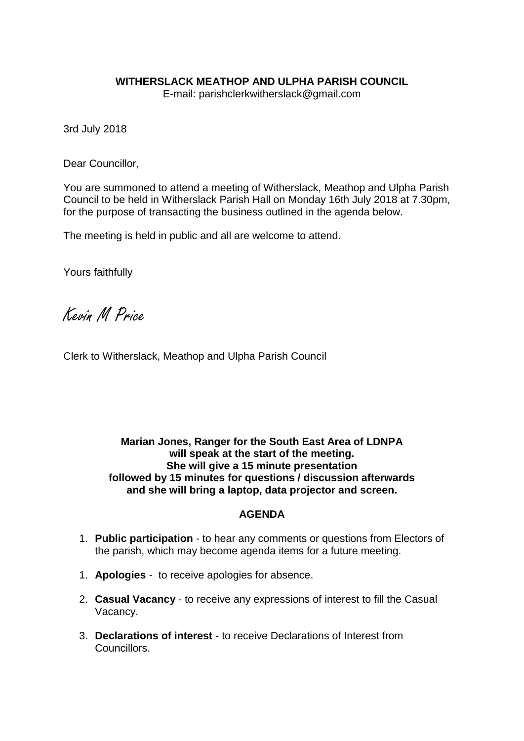**WITHERSLACK MEATHOP AND ULPHA PARISH COUNCIL**
E-mail: parishclerkwitherslack@gmail.com

3rd July 2018

Dear Councillor,

You are summoned to attend a meeting of Witherslack, Meathop and Ulpha Parish Council to be held in Witherslack Parish Hall on Monday 16th July 2018 at 7.30pm, for the purpose of transacting the business outlined in the agenda below.

The meeting is held in public and all are welcome to attend.

Yours faithfully

Kevin M Price

Clerk to Witherslack, Meathop and Ulpha Parish Council

**Marian Jones, Ranger for the South East Area of LDNPA will speak at the start of the meeting. She will give a 15 minute presentation followed by 15 minutes for questions / discussion afterwards and she will bring a laptop, data projector and screen.**

## AGENDA

1. **Public participation** - to hear any comments or questions from Electors of the parish, which may become agenda items for a future meeting.

1. **Apologies** - to receive apologies for absence.

2. **Casual Vacancy** - to receive any expressions of interest to fill the Casual Vacancy.

3. **Declarations of interest -** to receive Declarations of Interest from Councillors.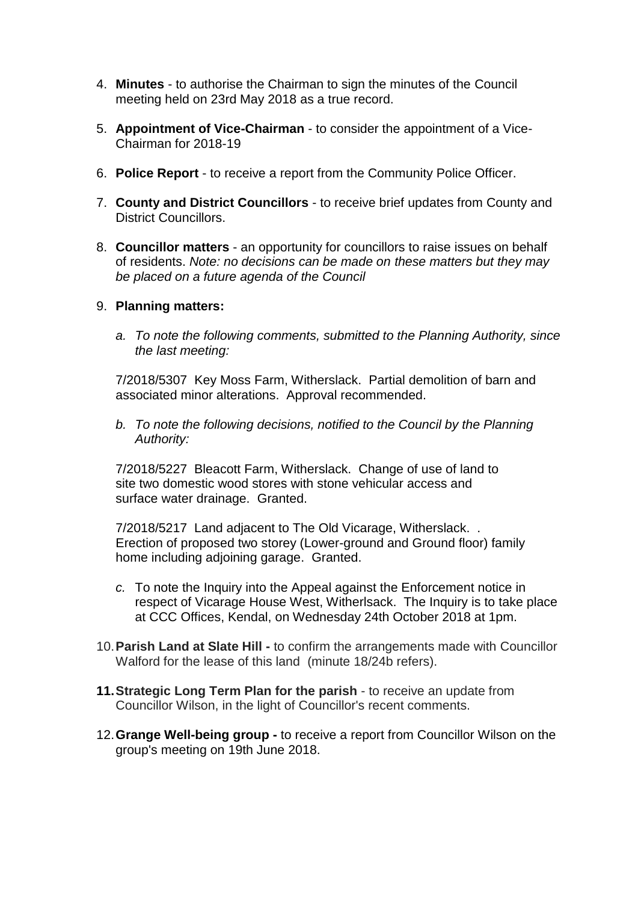4. **Minutes** - to authorise the Chairman to sign the minutes of the Council meeting held on 23rd May 2018 as a true record.

5. **Appointment of Vice-Chairman** - to consider the appointment of a Vice-Chairman for 2018-19

6. **Police Report** - to receive a report from the Community Police Officer.

7. **County and District Councillors** - to receive brief updates from County and District Councillors.

8. **Councillor matters** - an opportunity for councillors to raise issues on behalf of residents. *Note: no decisions can be made on these matters but they may be placed on a future agenda of the Council*

9. **Planning matters:**

   a. *To note the following comments, submitted to the Planning Authority, since the last meeting:*

   7/2018/5307 Key Moss Farm, Witherslack. Partial demolition of barn and associated minor alterations. Approval recommended.

   b. *To note the following decisions, notified to the Council by the Planning Authority:*

   7/2018/5227 Bleacott Farm, Witherslack. Change of use of land to site two domestic wood stores with stone vehicular access and surface water drainage. Granted.

   7/2018/5217 Land adjacent to The Old Vicarage, Witherslack. . Erection of proposed two storey (Lower-ground and Ground floor) family home including adjoining garage. Granted.

   *c.* To note the Inquiry into the Appeal against the Enforcement notice in respect of Vicarage House West, Witherlsack. The Inquiry is to take place at CCC Offices, Kendal, on Wednesday 24th October 2018 at 1pm.

10. **Parish Land at Slate Hill -** to confirm the arrangements made with Councillor Walford for the lease of this land (minute 18/24b refers).

11. **Strategic Long Term Plan for the parish** - to receive an update from Councillor Wilson, in the light of Councillor's recent comments.

12. **Grange Well-being group -** to receive a report from Councillor Wilson on the group's meeting on 19th June 2018.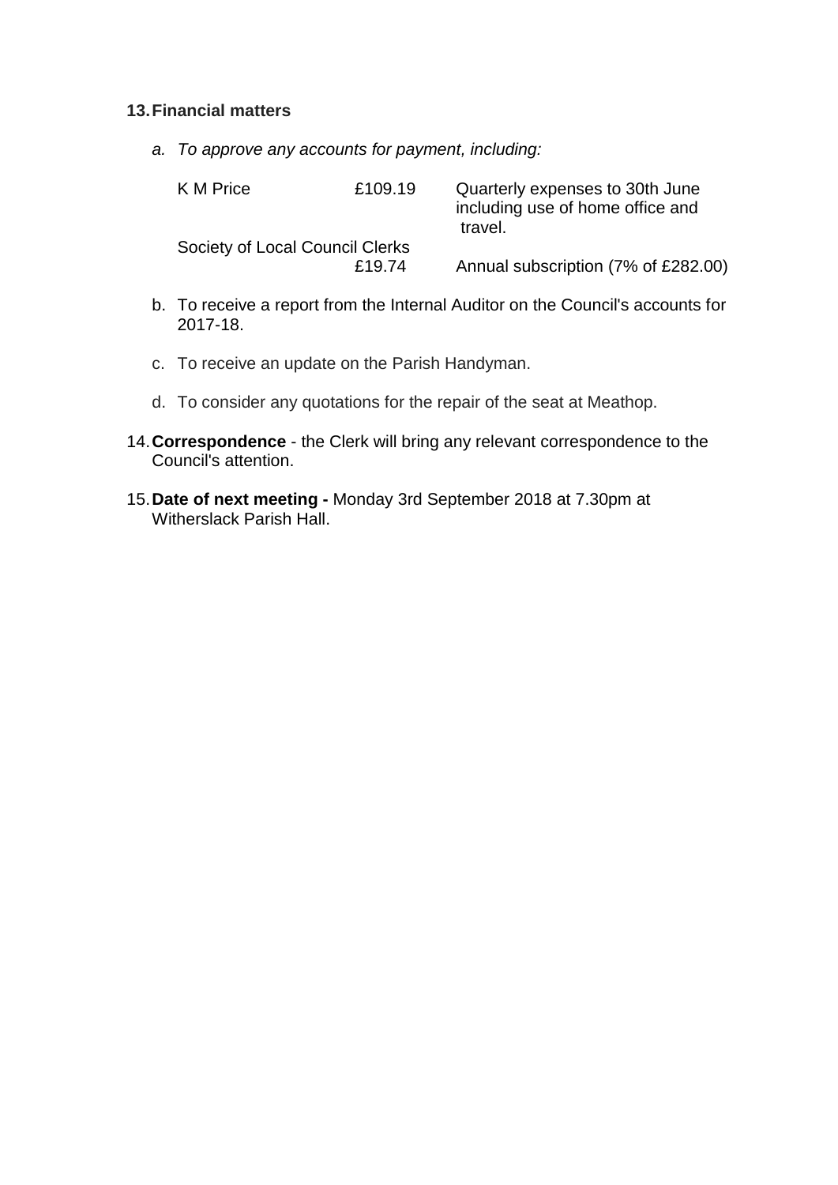**13. Financial matters**

a. *To approve any accounts for payment, including:*

| | | |
|---|---|---|
| K M Price | £109.19 | Quarterly expenses to 30th June including use of home office and travel. |
| Society of Local Council Clerks | £19.74 | Annual subscription (7% of £282.00) |

b. To receive a report from the Internal Auditor on the Council's accounts for 2017-18.

c. To receive an update on the Parish Handyman.

d. To consider any quotations for the repair of the seat at Meathop.

14. **Correspondence** - the Clerk will bring any relevant correspondence to the Council's attention.

15. **Date of next meeting -** Monday 3rd September 2018 at 7.30pm at Witherslack Parish Hall.